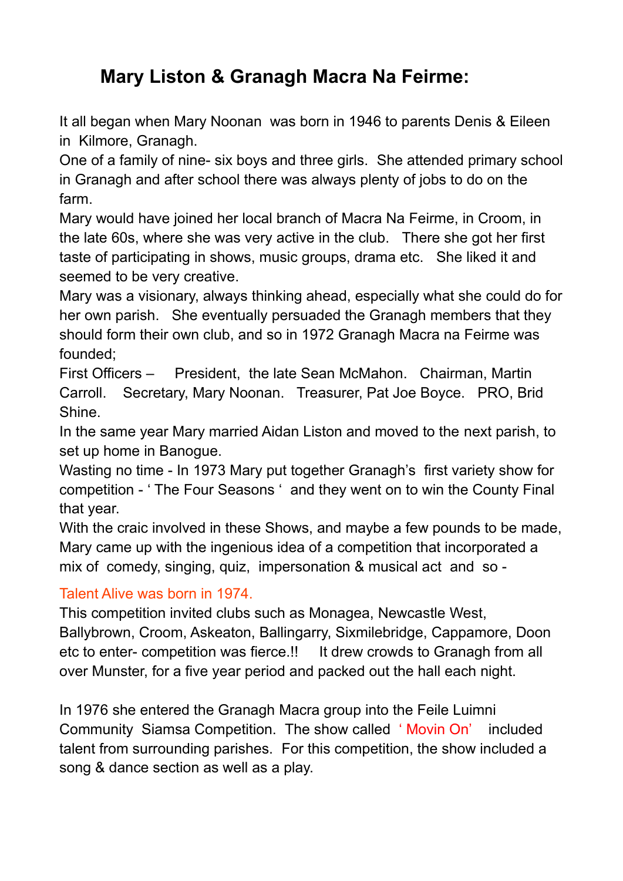# Mary Liston & Granagh Macra Na Feirme:

It all began when Mary Noonan was born in 1946 to parents Denis & Eileen in Kilmore, Granagh.

One of a family of nine- six boys and three girls. She attended primary school in Granagh and after school there was always plenty of jobs to do on the farm.

Mary would have joined her local branch of Macra Na Feirme, in Croom, in the late 60s, where she was very active in the club. There she got her first taste of participating in shows, music groups, drama etc. She liked it and seemed to be very creative.

Mary was a visionary, always thinking ahead, especially what she could do for her own parish. She eventually persuaded the Granagh members that they should form their own club, and so in 1972 Granagh Macra na Feirme was founded;

First Officers – President, the late Sean McMahon. Chairman, Martin Carroll. Secretary, Mary Noonan. Treasurer, Pat Joe Boyce. PRO, Brid Shine.

In the same year Mary married Aidan Liston and moved to the next parish, to set up home in Banogue.

Wasting no time - In 1973 Mary put together Granagh's first variety show for competition - ' The Four Seasons ' and they went on to win the County Final that year.

With the craic involved in these Shows, and maybe a few pounds to be made, Mary came up with the ingenious idea of a competition that incorporated a mix of comedy, singing, quiz, impersonation & musical act and so -

Talent Alive was born in 1974.

This competition invited clubs such as Monagea, Newcastle West, Ballybrown, Croom, Askeaton, Ballingarry, Sixmilebridge, Cappamore, Doon etc to enter- competition was fierce.!! It drew crowds to Granagh from all over Munster, for a five year period and packed out the hall each night.

In 1976 she entered the Granagh Macra group into the Feile Luimni Community Siamsa Competition. The show called ' Movin On' included talent from surrounding parishes. For this competition, the show included a song & dance section as well as a play.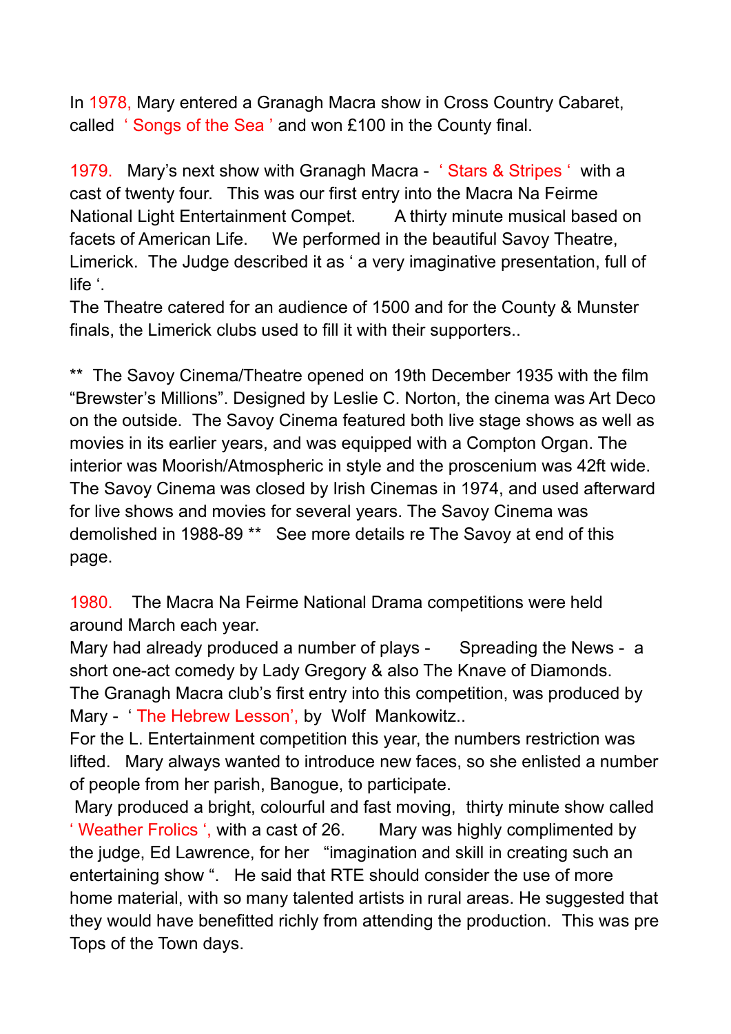In 1978, Mary entered a Granagh Macra show in Cross Country Cabaret, called ' Songs of the Sea ' and won £100 in the County final.

1979. Mary's next show with Granagh Macra - ' Stars & Stripes ' with a cast of twenty four. This was our first entry into the Macra Na Feirme National Light Entertainment Compet. A thirty minute musical based on facets of American Life. We performed in the beautiful Savoy Theatre, Limerick. The Judge described it as ' a very imaginative presentation, full of life '.
The Theatre catered for an audience of 1500 and for the County & Munster finals, the Limerick clubs used to fill it with their supporters..

** The Savoy Cinema/Theatre opened on 19th December 1935 with the film "Brewster's Millions". Designed by Leslie C. Norton, the cinema was Art Deco on the outside. The Savoy Cinema featured both live stage shows as well as movies in its earlier years, and was equipped with a Compton Organ. The interior was Moorish/Atmospheric in style and the proscenium was 42ft wide. The Savoy Cinema was closed by Irish Cinemas in 1974, and used afterward for live shows and movies for several years. The Savoy Cinema was demolished in 1988-89 ** See more details re The Savoy at end of this page.

1980. The Macra Na Feirme National Drama competitions were held around March each year.
Mary had already produced a number of plays - Spreading the News - a short one-act comedy by Lady Gregory & also The Knave of Diamonds.
The Granagh Macra club's first entry into this competition, was produced by Mary - ' The Hebrew Lesson', by Wolf Mankowitz..
For the L. Entertainment competition this year, the numbers restriction was lifted. Mary always wanted to introduce new faces, so she enlisted a number of people from her parish, Banogue, to participate.
Mary produced a bright, colourful and fast moving, thirty minute show called ' Weather Frolics ', with a cast of 26. Mary was highly complimented by the judge, Ed Lawrence, for her "imagination and skill in creating such an entertaining show ". He said that RTE should consider the use of more home material, with so many talented artists in rural areas. He suggested that they would have benefitted richly from attending the production. This was pre Tops of the Town days.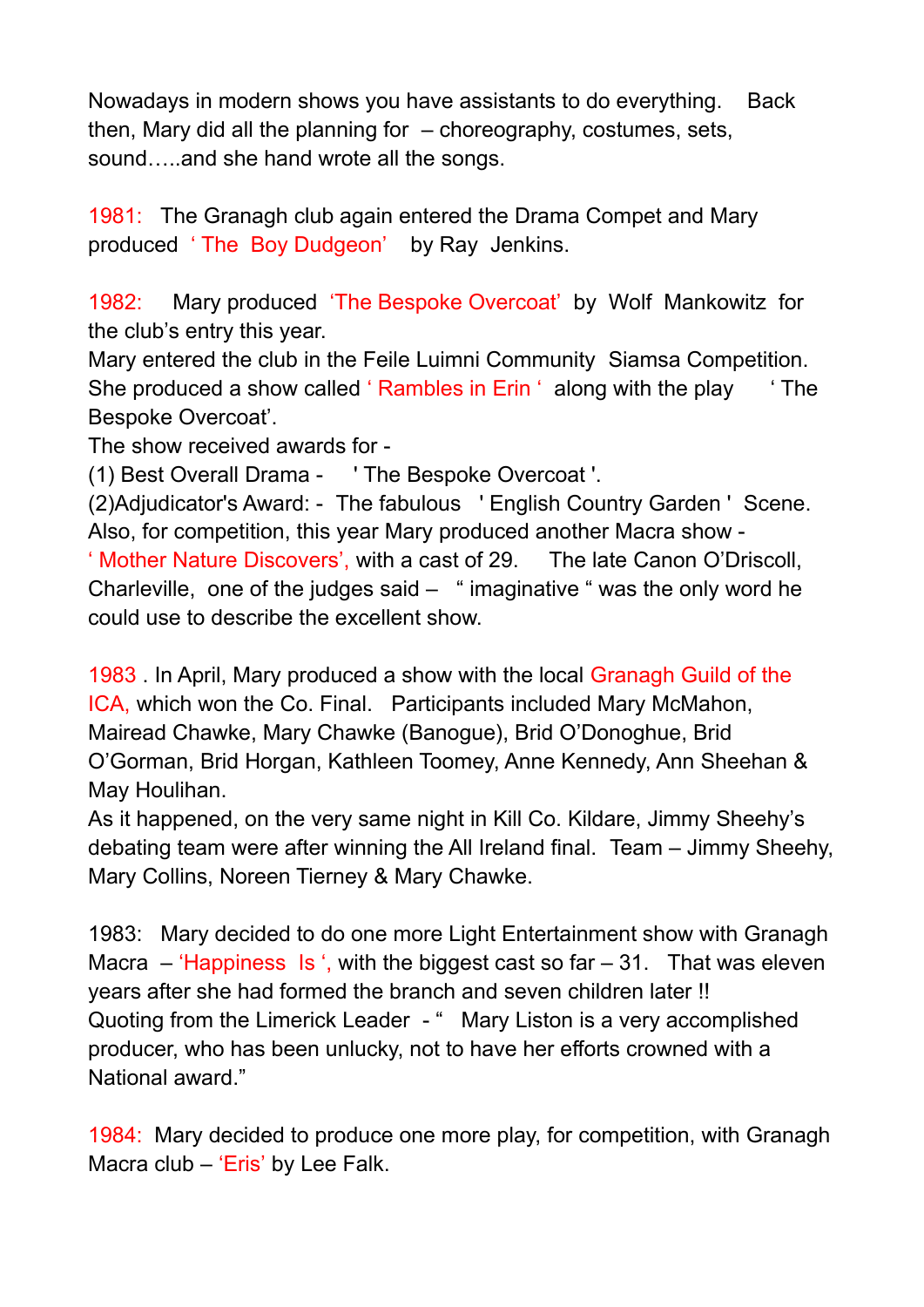Nowadays in modern shows you have assistants to do everything. Back then, Mary did all the planning for – choreography, costumes, sets, sound…..and she hand wrote all the songs.

1981: The Granagh club again entered the Drama Compet and Mary produced ' The Boy Dudgeon' by Ray Jenkins.

1982: Mary produced 'The Bespoke Overcoat' by Wolf Mankowitz for the club's entry this year.
Mary entered the club in the Feile Luimni Community Siamsa Competition. She produced a show called ' Rambles in Erin ' along with the play ' The Bespoke Overcoat'.
The show received awards for -
(1) Best Overall Drama - ' The Bespoke Overcoat '.
(2)Adjudicator's Award: - The fabulous ' English Country Garden ' Scene.
Also, for competition, this year Mary produced another Macra show -
' Mother Nature Discovers', with a cast of 29. The late Canon O'Driscoll, Charleville, one of the judges said – " imaginative " was the only word he could use to describe the excellent show.

1983 . In April, Mary produced a show with the local Granagh Guild of the ICA, which won the Co. Final. Participants included Mary McMahon, Mairead Chawke, Mary Chawke (Banogue), Brid O'Donoghue, Brid O'Gorman, Brid Horgan, Kathleen Toomey, Anne Kennedy, Ann Sheehan & May Houlihan.
As it happened, on the very same night in Kill Co. Kildare, Jimmy Sheehy's debating team were after winning the All Ireland final. Team – Jimmy Sheehy, Mary Collins, Noreen Tierney & Mary Chawke.

1983: Mary decided to do one more Light Entertainment show with Granagh Macra – 'Happiness Is ', with the biggest cast so far – 31. That was eleven years after she had formed the branch and seven children later !!
Quoting from the Limerick Leader - " Mary Liston is a very accomplished producer, who has been unlucky, not to have her efforts crowned with a National award."

1984: Mary decided to produce one more play, for competition, with Granagh Macra club – 'Eris' by Lee Falk.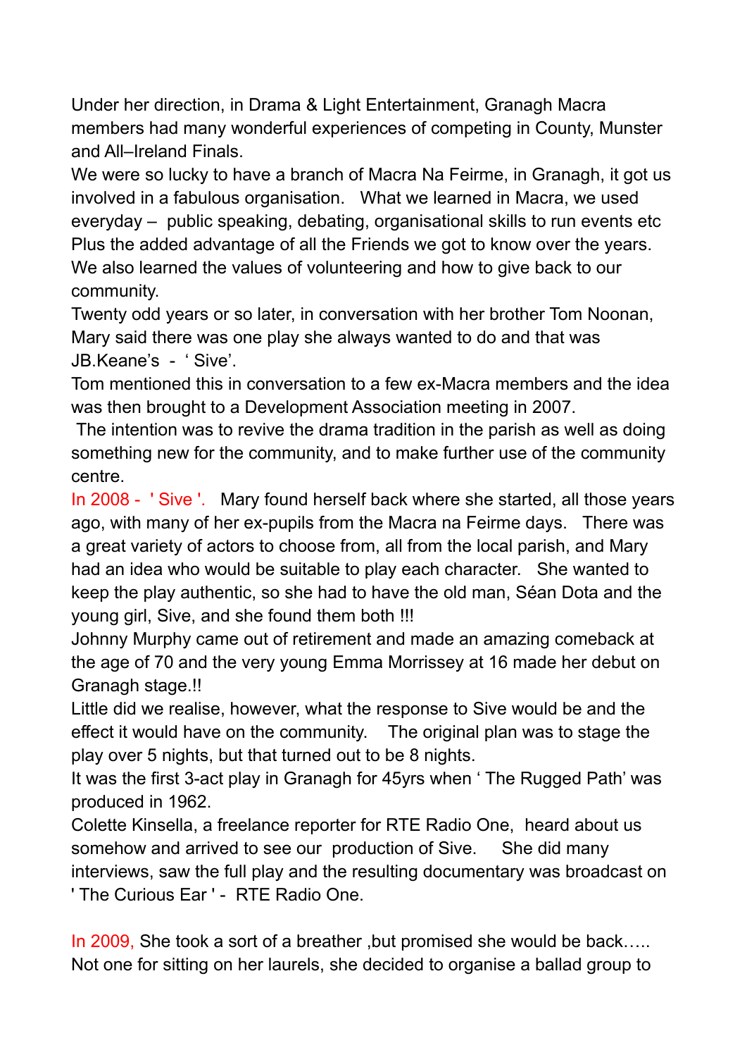Under her direction, in Drama & Light Entertainment, Granagh Macra members had many wonderful experiences of competing in County, Munster and All–Ireland Finals.

We were so lucky to have a branch of Macra Na Feirme, in Granagh, it got us involved in a fabulous organisation. What we learned in Macra, we used everyday – public speaking, debating, organisational skills to run events etc Plus the added advantage of all the Friends we got to know over the years. We also learned the values of volunteering and how to give back to our community.

Twenty odd years or so later, in conversation with her brother Tom Noonan, Mary said there was one play she always wanted to do and that was JB.Keane's - ' Sive'.

Tom mentioned this in conversation to a few ex-Macra members and the idea was then brought to a Development Association meeting in 2007.

The intention was to revive the drama tradition in the parish as well as doing something new for the community, and to make further use of the community centre.

In 2008 - ' Sive '. Mary found herself back where she started, all those years ago, with many of her ex-pupils from the Macra na Feirme days. There was a great variety of actors to choose from, all from the local parish, and Mary had an idea who would be suitable to play each character. She wanted to keep the play authentic, so she had to have the old man, Séan Dota and the young girl, Sive, and she found them both !!!

Johnny Murphy came out of retirement and made an amazing comeback at the age of 70 and the very young Emma Morrissey at 16 made her debut on Granagh stage.!!

Little did we realise, however, what the response to Sive would be and the effect it would have on the community. The original plan was to stage the play over 5 nights, but that turned out to be 8 nights.

It was the first 3-act play in Granagh for 45yrs when ' The Rugged Path' was produced in 1962.

Colette Kinsella, a freelance reporter for RTE Radio One, heard about us somehow and arrived to see our production of Sive. She did many interviews, saw the full play and the resulting documentary was broadcast on ' The Curious Ear ' - RTE Radio One.

In 2009, She took a sort of a breather ,but promised she would be back….. Not one for sitting on her laurels, she decided to organise a ballad group to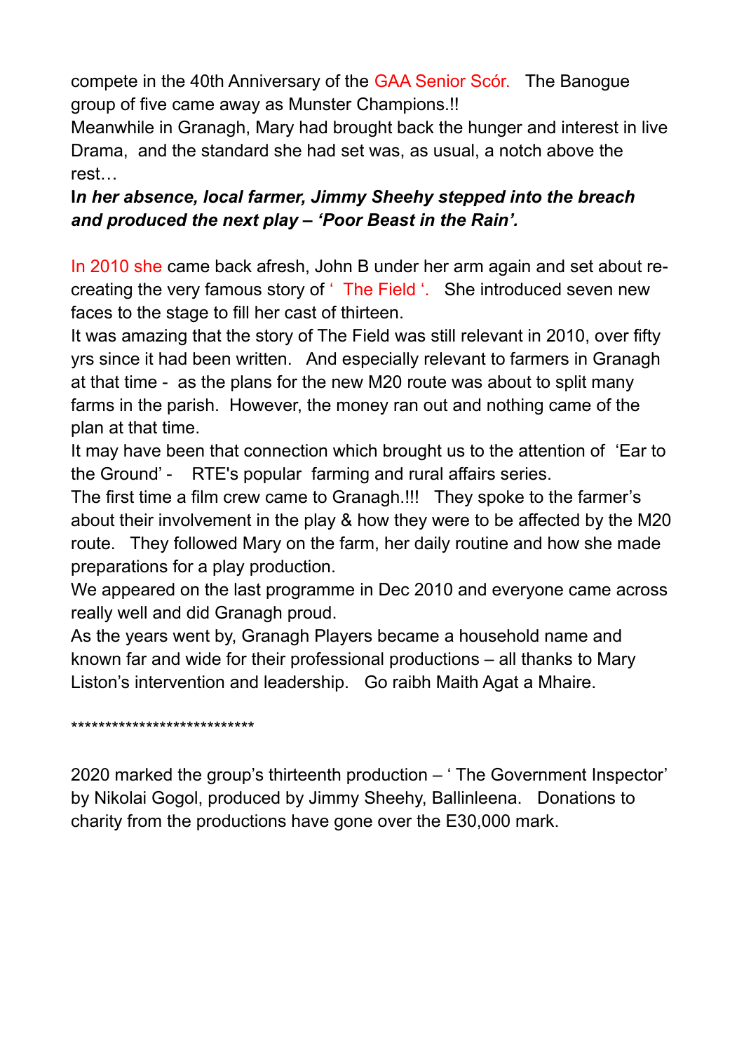compete in the 40th Anniversary of the GAA Senior Scór. The Banogue group of five came away as Munster Champions.!!
Meanwhile in Granagh, Mary had brought back the hunger and interest in live Drama, and the standard she had set was, as usual, a notch above the rest…

***In her absence, local farmer, Jimmy Sheehy stepped into the breach and produced the next play – 'Poor Beast in the Rain'.***

In 2010 she came back afresh, John B under her arm again and set about re-creating the very famous story of ' The Field '. She introduced seven new faces to the stage to fill her cast of thirteen.
It was amazing that the story of The Field was still relevant in 2010, over fifty yrs since it had been written. And especially relevant to farmers in Granagh at that time - as the plans for the new M20 route was about to split many farms in the parish. However, the money ran out and nothing came of the plan at that time.
It may have been that connection which brought us to the attention of 'Ear to the Ground' - RTE's popular farming and rural affairs series.
The first time a film crew came to Granagh.!!! They spoke to the farmer's about their involvement in the play & how they were to be affected by the M20 route. They followed Mary on the farm, her daily routine and how she made preparations for a play production.
We appeared on the last programme in Dec 2010 and everyone came across really well and did Granagh proud.
As the years went by, Granagh Players became a household name and known far and wide for their professional productions – all thanks to Mary Liston's intervention and leadership. Go raibh Maith Agat a Mhaire.

***************************

2020 marked the group's thirteenth production – ' The Government Inspector' by Nikolai Gogol, produced by Jimmy Sheehy, Ballinleena. Donations to charity from the productions have gone over the E30,000 mark.